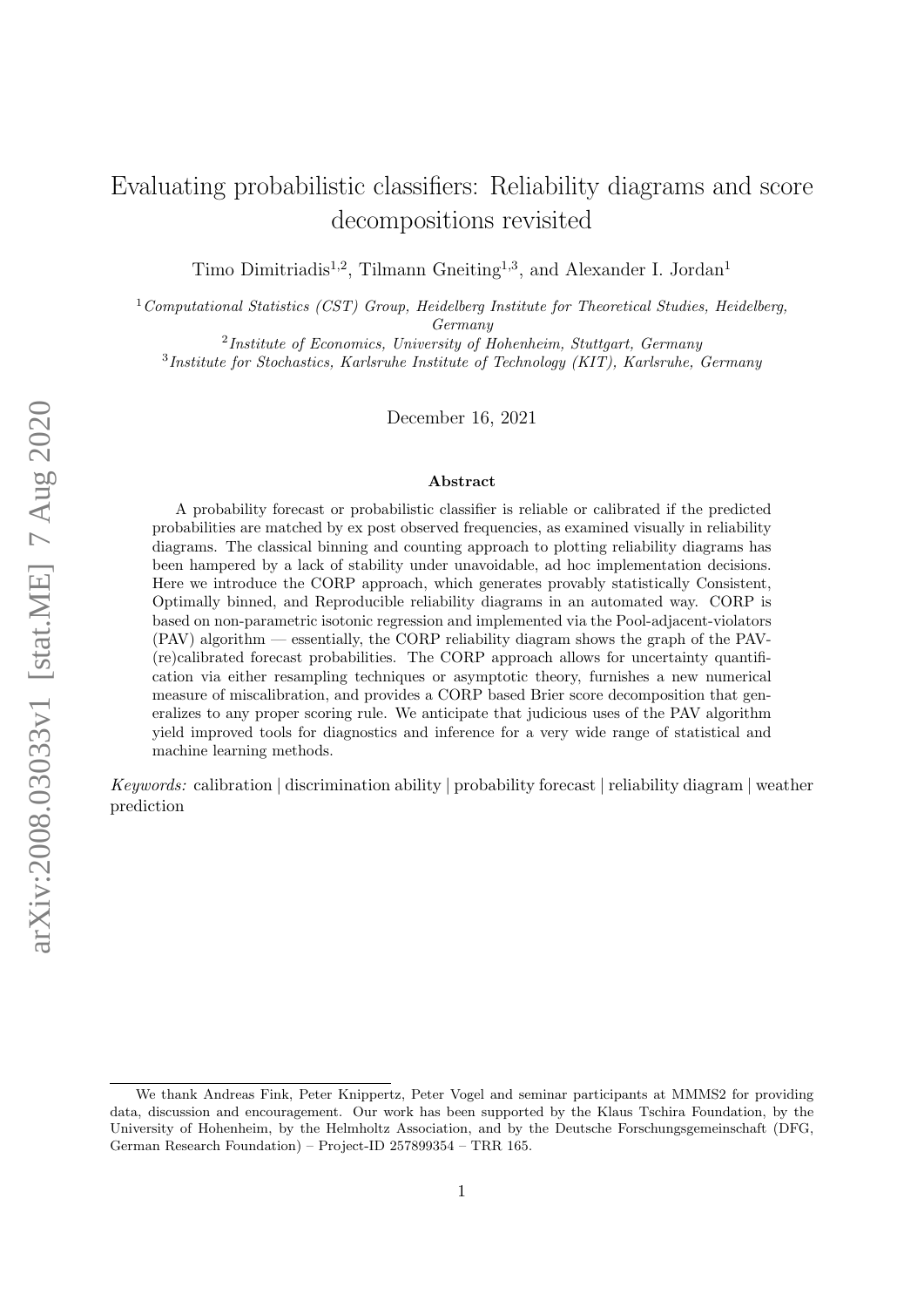# Evaluating probabilistic classifiers: Reliability diagrams and score decompositions revisited

Timo Dimitriadis[1,2], Tilmann Gneiting[1,3], and Alexander I. Jordan[1]

[1] *Computational Statistics (CST) Group, Heidelberg Institute for Theoretical Studies, Heidelberg, Germany*

[2] *Institute of Economics, University of Hohenheim, Stuttgart, Germany*

[3] *Institute for Stochastics, Karlsruhe Institute of Technology (KIT), Karlsruhe, Germany*

December 16, 2021

## Abstract

A probability forecast or probabilistic classifier is reliable or calibrated if the predicted probabilities are matched by ex post observed frequencies, as examined visually in reliability diagrams. The classical binning and counting approach to plotting reliability diagrams has been hampered by a lack of stability under unavoidable, ad hoc implementation decisions. Here we introduce the CORP approach, which generates provably statistically Consistent, Optimally binned, and Reproducible reliability diagrams in an automated way. CORP is based on non-parametric isotonic regression and implemented via the Pool-adjacent-violators (PAV) algorithm — essentially, the CORP reliability diagram shows the graph of the PAV-(re)calibrated forecast probabilities. The CORP approach allows for uncertainty quantification via either resampling techniques or asymptotic theory, furnishes a new numerical measure of miscalibration, and provides a CORP based Brier score decomposition that generalizes to any proper scoring rule. We anticipate that judicious uses of the PAV algorithm yield improved tools for diagnostics and inference for a very wide range of statistical and machine learning methods.

*Keywords:* calibration | discrimination ability | probability forecast | reliability diagram | weather prediction

---

We thank Andreas Fink, Peter Knippertz, Peter Vogel and seminar participants at MMMS2 for providing data, discussion and encouragement. Our work has been supported by the Klaus Tschira Foundation, by the University of Hohenheim, by the Helmholtz Association, and by the Deutsche Forschungsgemeinschaft (DFG, German Research Foundation) – Project-ID 257899354 – TRR 165.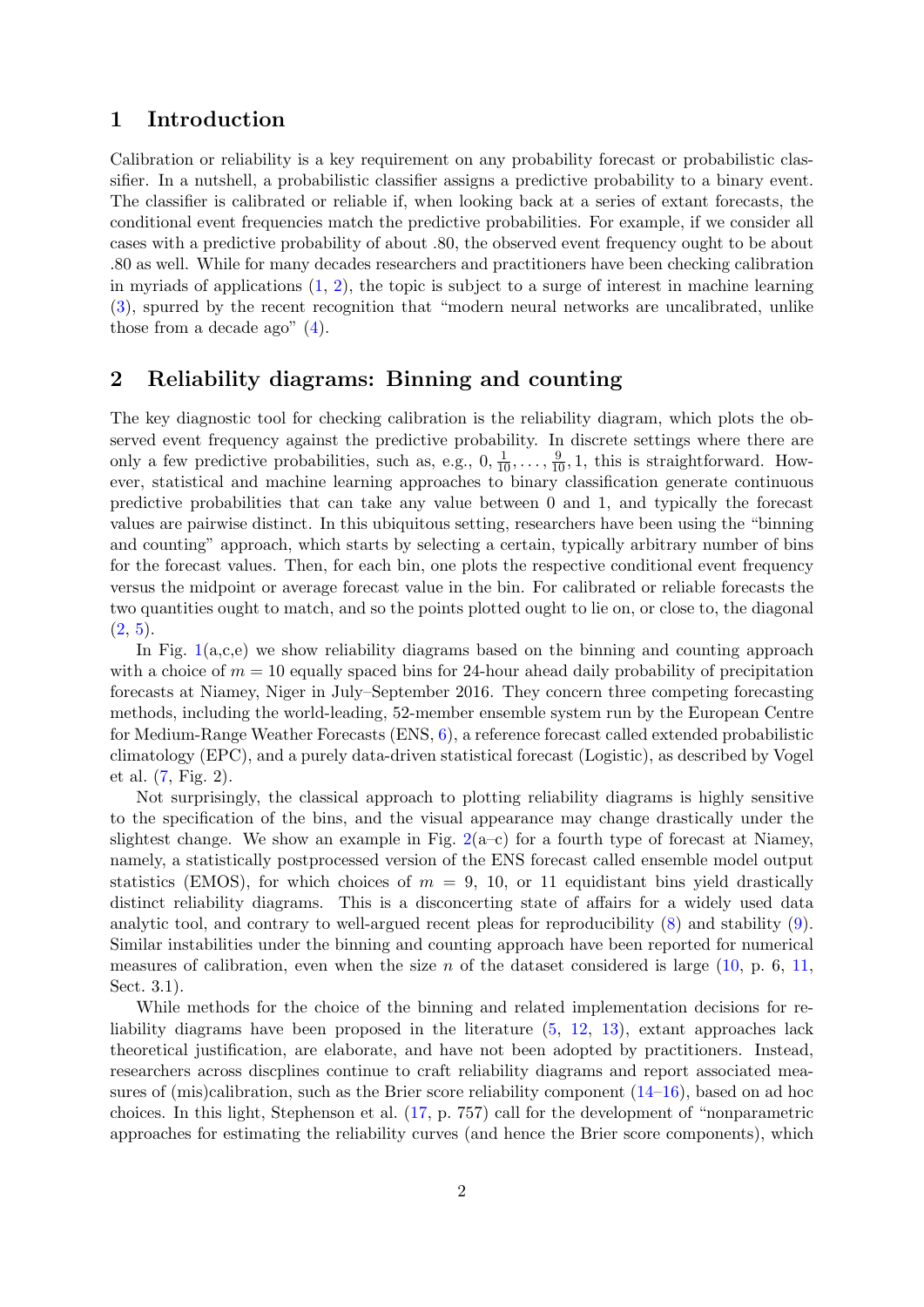## 1 Introduction

Calibration or reliability is a key requirement on any probability forecast or probabilistic classifier. In a nutshell, a probabilistic classifier assigns a predictive probability to a binary event. The classifier is calibrated or reliable if, when looking back at a series of extant forecasts, the conditional event frequencies match the predictive probabilities. For example, if we consider all cases with a predictive probability of about .80, the observed event frequency ought to be about .80 as well. While for many decades researchers and practitioners have been checking calibration in myriads of applications (1, 2), the topic is subject to a surge of interest in machine learning (3), spurred by the recent recognition that "modern neural networks are uncalibrated, unlike those from a decade ago" (4).

## 2 Reliability diagrams: Binning and counting

The key diagnostic tool for checking calibration is the reliability diagram, which plots the observed event frequency against the predictive probability. In discrete settings where there are only a few predictive probabilities, such as, e.g., $0, \frac{1}{10}, \ldots, \frac{9}{10}, 1$, this is straightforward. However, statistical and machine learning approaches to binary classification generate continuous predictive probabilities that can take any value between 0 and 1, and typically the forecast values are pairwise distinct. In this ubiquitous setting, researchers have been using the "binning and counting" approach, which starts by selecting a certain, typically arbitrary number of bins for the forecast values. Then, for each bin, one plots the respective conditional event frequency versus the midpoint or average forecast value in the bin. For calibrated or reliable forecasts the two quantities ought to match, and so the points plotted ought to lie on, or close to, the diagonal (2, 5).

In Fig. 1(a,c,e) we show reliability diagrams based on the binning and counting approach with a choice of $m = 10$ equally spaced bins for 24-hour ahead daily probability of precipitation forecasts at Niamey, Niger in July–September 2016. They concern three competing forecasting methods, including the world-leading, 52-member ensemble system run by the European Centre for Medium-Range Weather Forecasts (ENS, 6), a reference forecast called extended probabilistic climatology (EPC), and a purely data-driven statistical forecast (Logistic), as described by Vogel et al. (7, Fig. 2).

Not surprisingly, the classical approach to plotting reliability diagrams is highly sensitive to the specification of the bins, and the visual appearance may change drastically under the slightest change. We show an example in Fig. 2(a–c) for a fourth type of forecast at Niamey, namely, a statistically postprocessed version of the ENS forecast called ensemble model output statistics (EMOS), for which choices of $m = 9$, 10, or 11 equidistant bins yield drastically distinct reliability diagrams. This is a disconcerting state of affairs for a widely used data analytic tool, and contrary to well-argued recent pleas for reproducibility (8) and stability (9). Similar instabilities under the binning and counting approach have been reported for numerical measures of calibration, even when the size $n$ of the dataset considered is large (10, p. 6, 11, Sect. 3.1).

While methods for the choice of the binning and related implementation decisions for reliability diagrams have been proposed in the literature (5, 12, 13), extant approaches lack theoretical justification, are elaborate, and have not been adopted by practitioners. Instead, researchers across discplines continue to craft reliability diagrams and report associated measures of (mis)calibration, such as the Brier score reliability component (14–16), based on ad hoc choices. In this light, Stephenson et al. (17, p. 757) call for the development of "nonparametric approaches for estimating the reliability curves (and hence the Brier score components), which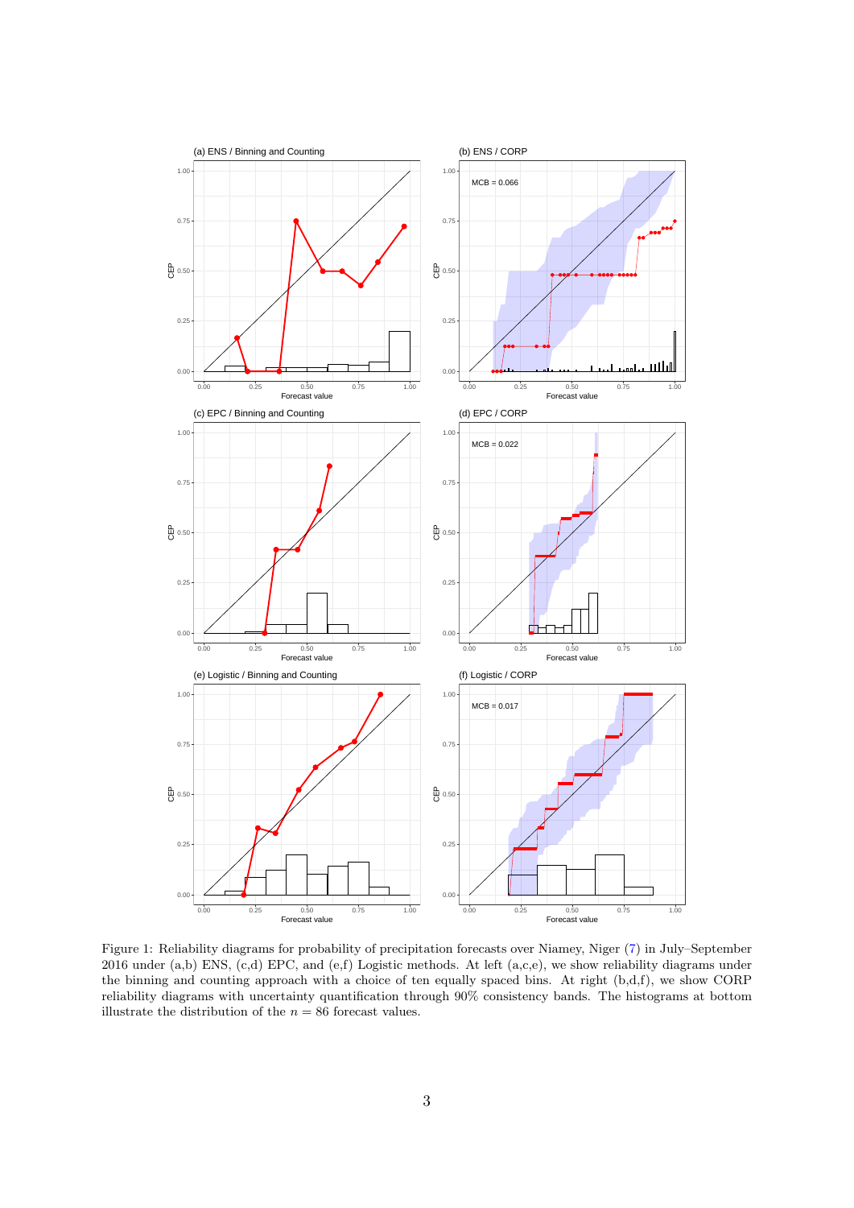Figure 1: Reliability diagrams for probability of precipitation forecasts over Niamey, Niger (7) in July–September 2016 under (a,b) ENS, (c,d) EPC, and (e,f) Logistic methods. At left (a,c,e), we show reliability diagrams under the binning and counting approach with a choice of ten equally spaced bins. At right (b,d,f), we show CORP reliability diagrams with uncertainty quantification through 90% consistency bands. The histograms at bottom illustrate the distribution of the $n = 86$ forecast values.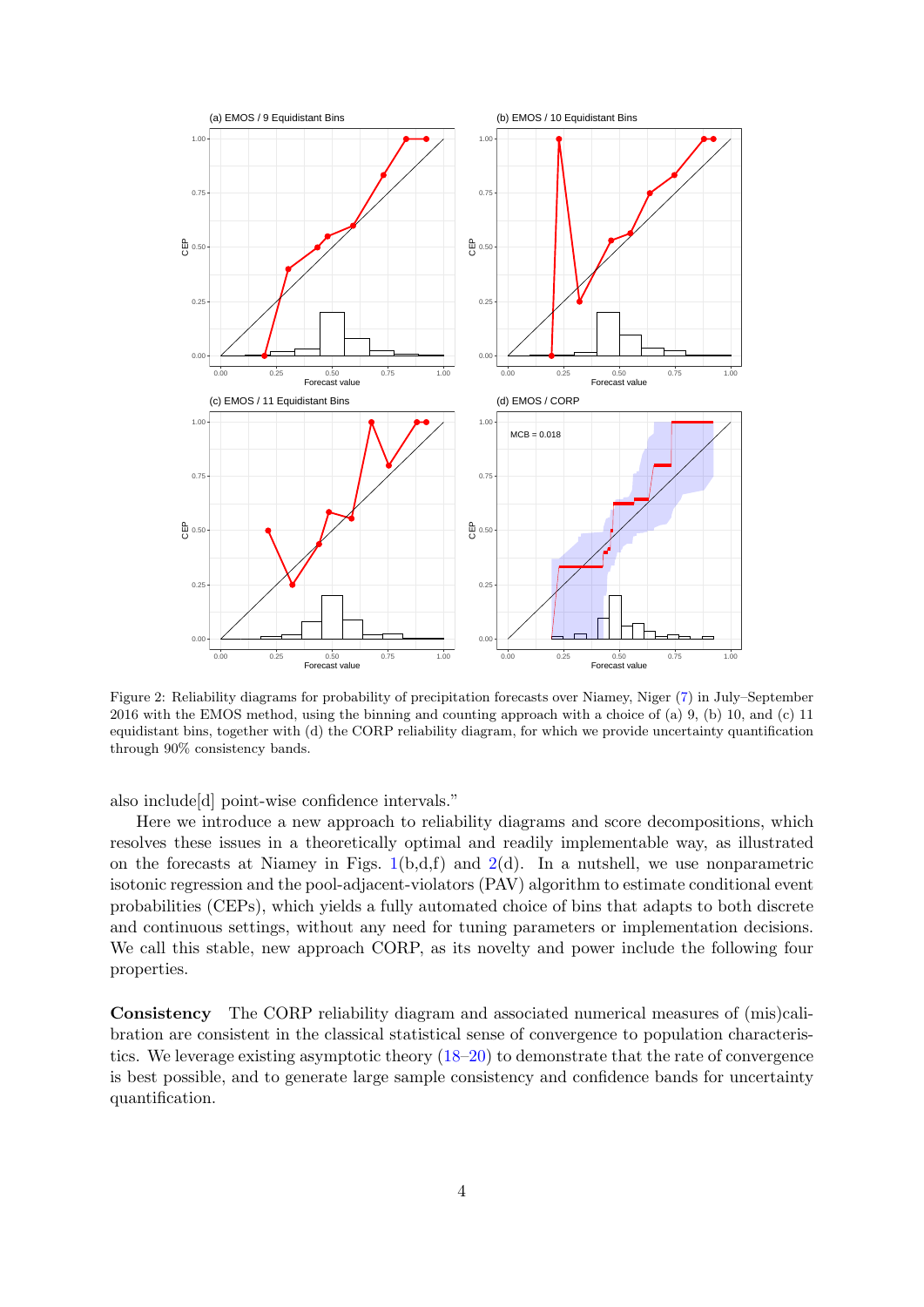Figure 2: Reliability diagrams for probability of precipitation forecasts over Niamey, Niger (7) in July–September 2016 with the EMOS method, using the binning and counting approach with a choice of (a) 9, (b) 10, and (c) 11 equidistant bins, together with (d) the CORP reliability diagram, for which we provide uncertainty quantification through 90% consistency bands.

also include[d] point-wise confidence intervals."

Here we introduce a new approach to reliability diagrams and score decompositions, which resolves these issues in a theoretically optimal and readily implementable way, as illustrated on the forecasts at Niamey in Figs. 1(b,d,f) and 2(d). In a nutshell, we use nonparametric isotonic regression and the pool-adjacent-violators (PAV) algorithm to estimate conditional event probabilities (CEPs), which yields a fully automated choice of bins that adapts to both discrete and continuous settings, without any need for tuning parameters or implementation decisions. We call this stable, new approach CORP, as its novelty and power include the following four properties.

**Consistency** The CORP reliability diagram and associated numerical measures of (mis)calibration are consistent in the classical statistical sense of convergence to population characteristics. We leverage existing asymptotic theory (18–20) to demonstrate that the rate of convergence is best possible, and to generate large sample consistency and confidence bands for uncertainty quantification.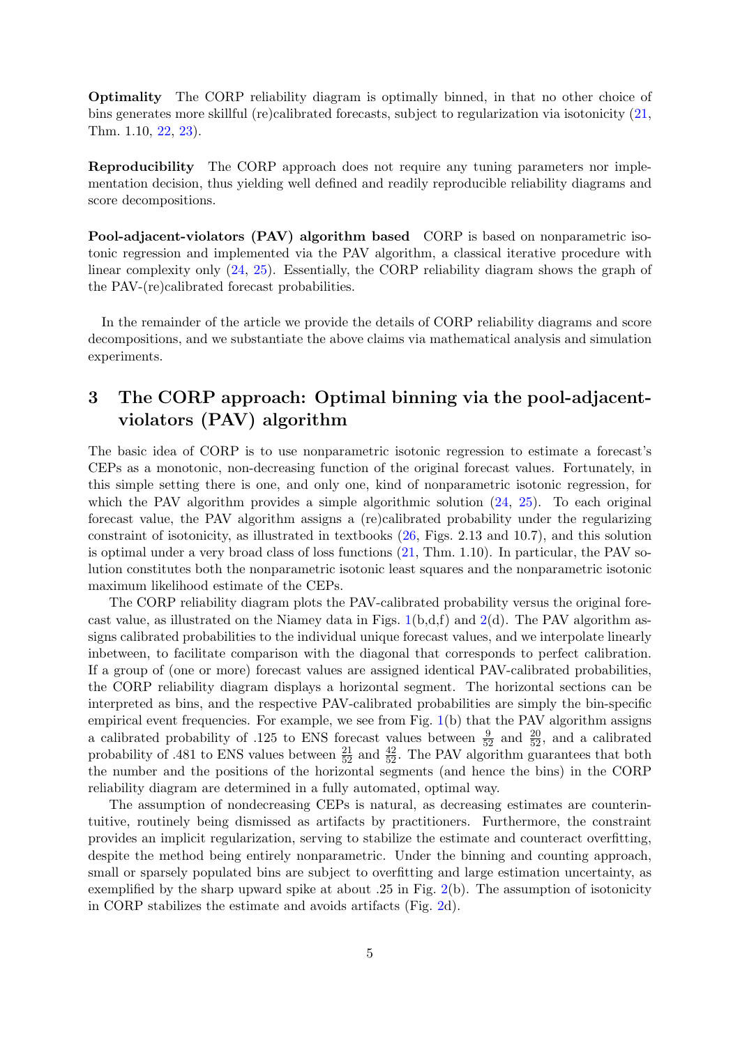**Optimality** The CORP reliability diagram is optimally binned, in that no other choice of bins generates more skillful (re)calibrated forecasts, subject to regularization via isotonicity (21, Thm. 1.10, 22, 23).

**Reproducibility** The CORP approach does not require any tuning parameters nor implementation decision, thus yielding well defined and readily reproducible reliability diagrams and score decompositions.

**Pool-adjacent-violators (PAV) algorithm based** CORP is based on nonparametric isotonic regression and implemented via the PAV algorithm, a classical iterative procedure with linear complexity only (24, 25). Essentially, the CORP reliability diagram shows the graph of the PAV-(re)calibrated forecast probabilities.

In the remainder of the article we provide the details of CORP reliability diagrams and score decompositions, and we substantiate the above claims via mathematical analysis and simulation experiments.

## 3 The CORP approach: Optimal binning via the pool-adjacent-violators (PAV) algorithm

The basic idea of CORP is to use nonparametric isotonic regression to estimate a forecast's CEPs as a monotonic, non-decreasing function of the original forecast values. Fortunately, in this simple setting there is one, and only one, kind of nonparametric isotonic regression, for which the PAV algorithm provides a simple algorithmic solution (24, 25). To each original forecast value, the PAV algorithm assigns a (re)calibrated probability under the regularizing constraint of isotonicity, as illustrated in textbooks (26, Figs. 2.13 and 10.7), and this solution is optimal under a very broad class of loss functions (21, Thm. 1.10). In particular, the PAV solution constitutes both the nonparametric isotonic least squares and the nonparametric isotonic maximum likelihood estimate of the CEPs.

The CORP reliability diagram plots the PAV-calibrated probability versus the original forecast value, as illustrated on the Niamey data in Figs. 1(b,d,f) and 2(d). The PAV algorithm assigns calibrated probabilities to the individual unique forecast values, and we interpolate linearly inbetween, to facilitate comparison with the diagonal that corresponds to perfect calibration. If a group of (one or more) forecast values are assigned identical PAV-calibrated probabilities, the CORP reliability diagram displays a horizontal segment. The horizontal sections can be interpreted as bins, and the respective PAV-calibrated probabilities are simply the bin-specific empirical event frequencies. For example, we see from Fig. 1(b) that the PAV algorithm assigns a calibrated probability of .125 to ENS forecast values between $\frac{9}{52}$ and $\frac{20}{52}$, and a calibrated probability of .481 to ENS values between $\frac{21}{52}$ and $\frac{42}{52}$. The PAV algorithm guarantees that both the number and the positions of the horizontal segments (and hence the bins) in the CORP reliability diagram are determined in a fully automated, optimal way.

The assumption of nondecreasing CEPs is natural, as decreasing estimates are counterintuitive, routinely being dismissed as artifacts by practitioners. Furthermore, the constraint provides an implicit regularization, serving to stabilize the estimate and counteract overfitting, despite the method being entirely nonparametric. Under the binning and counting approach, small or sparsely populated bins are subject to overfitting and large estimation uncertainty, as exemplified by the sharp upward spike at about .25 in Fig. 2(b). The assumption of isotonicity in CORP stabilizes the estimate and avoids artifacts (Fig. 2d).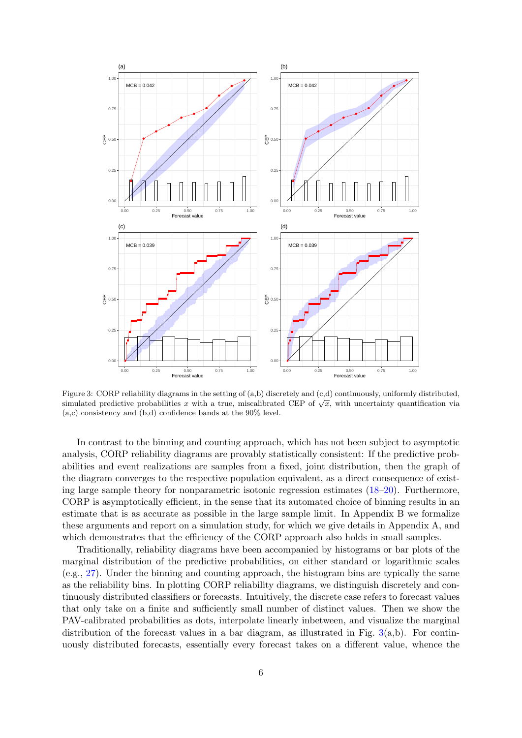Figure 3: CORP reliability diagrams in the setting of (a,b) discretely and (c,d) continuously, uniformly distributed, simulated predictive probabilities $x$ with a true, miscalibrated CEP of $\sqrt{x}$, with uncertainty quantification via (a,c) consistency and (b,d) confidence bands at the 90% level.

In contrast to the binning and counting approach, which has not been subject to asymptotic analysis, CORP reliability diagrams are provably statistically consistent: If the predictive probabilities and event realizations are samples from a fixed, joint distribution, then the graph of the diagram converges to the respective population equivalent, as a direct consequence of existing large sample theory for nonparametric isotonic regression estimates (18–20). Furthermore, CORP is asymptotically efficient, in the sense that its automated choice of binning results in an estimate that is as accurate as possible in the large sample limit. In Appendix B we formalize these arguments and report on a simulation study, for which we give details in Appendix A, and which demonstrates that the efficiency of the CORP approach also holds in small samples.

Traditionally, reliability diagrams have been accompanied by histograms or bar plots of the marginal distribution of the predictive probabilities, on either standard or logarithmic scales (e.g., 27). Under the binning and counting approach, the histogram bins are typically the same as the reliability bins. In plotting CORP reliability diagrams, we distinguish discretely and continuously distributed classifiers or forecasts. Intuitively, the discrete case refers to forecast values that only take on a finite and sufficiently small number of distinct values. Then we show the PAV-calibrated probabilities as dots, interpolate linearly inbetween, and visualize the marginal distribution of the forecast values in a bar diagram, as illustrated in Fig. 3(a,b). For continuously distributed forecasts, essentially every forecast takes on a different value, whence the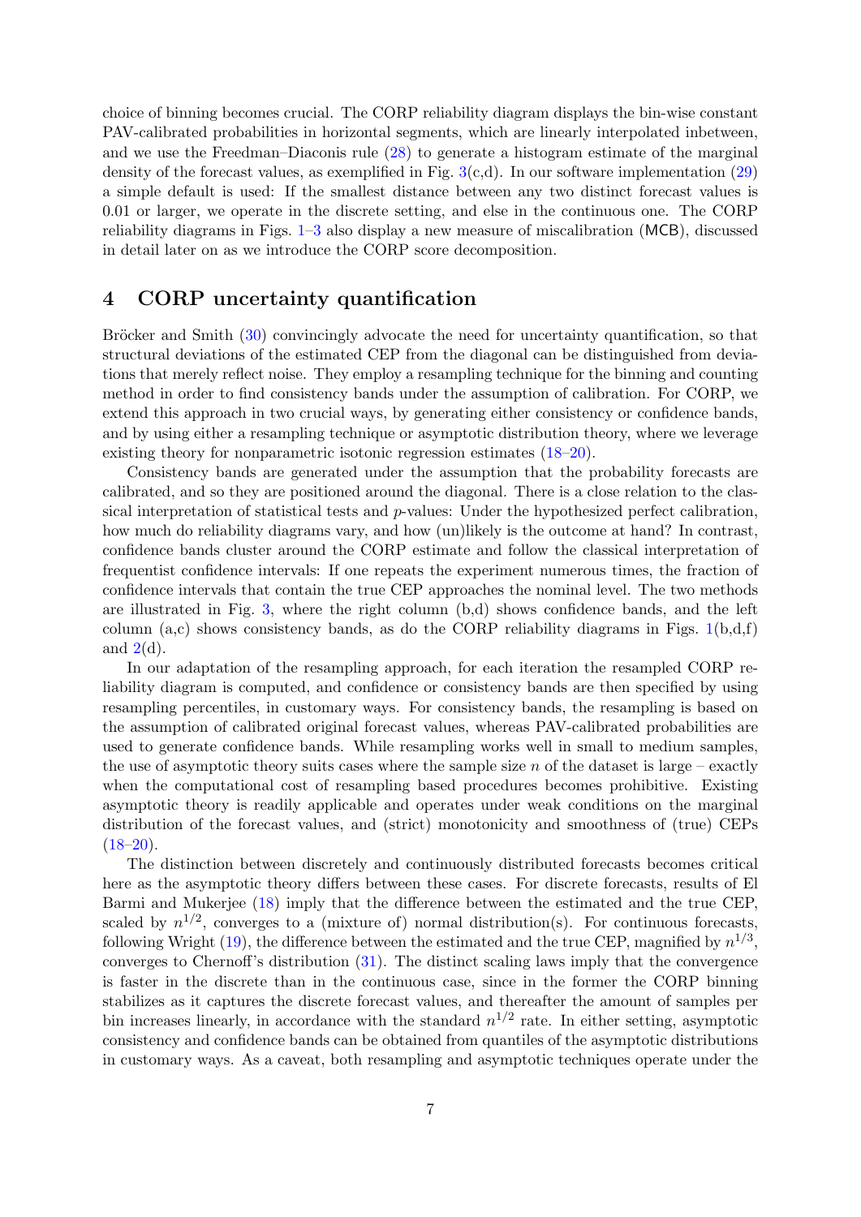choice of binning becomes crucial. The CORP reliability diagram displays the bin-wise constant PAV-calibrated probabilities in horizontal segments, which are linearly interpolated inbetween, and we use the Freedman–Diaconis rule (28) to generate a histogram estimate of the marginal density of the forecast values, as exemplified in Fig. 3(c,d). In our software implementation (29) a simple default is used: If the smallest distance between any two distinct forecast values is 0.01 or larger, we operate in the discrete setting, and else in the continuous one. The CORP reliability diagrams in Figs. 1–3 also display a new measure of miscalibration (MCB), discussed in detail later on as we introduce the CORP score decomposition.

## 4 CORP uncertainty quantification

Bröcker and Smith (30) convincingly advocate the need for uncertainty quantification, so that structural deviations of the estimated CEP from the diagonal can be distinguished from deviations that merely reflect noise. They employ a resampling technique for the binning and counting method in order to find consistency bands under the assumption of calibration. For CORP, we extend this approach in two crucial ways, by generating either consistency or confidence bands, and by using either a resampling technique or asymptotic distribution theory, where we leverage existing theory for nonparametric isotonic regression estimates (18–20).

Consistency bands are generated under the assumption that the probability forecasts are calibrated, and so they are positioned around the diagonal. There is a close relation to the classical interpretation of statistical tests and $p$-values: Under the hypothesized perfect calibration, how much do reliability diagrams vary, and how (un)likely is the outcome at hand? In contrast, confidence bands cluster around the CORP estimate and follow the classical interpretation of frequentist confidence intervals: If one repeats the experiment numerous times, the fraction of confidence intervals that contain the true CEP approaches the nominal level. The two methods are illustrated in Fig. 3, where the right column (b,d) shows confidence bands, and the left column (a,c) shows consistency bands, as do the CORP reliability diagrams in Figs. 1(b,d,f) and 2(d).

In our adaptation of the resampling approach, for each iteration the resampled CORP reliability diagram is computed, and confidence or consistency bands are then specified by using resampling percentiles, in customary ways. For consistency bands, the resampling is based on the assumption of calibrated original forecast values, whereas PAV-calibrated probabilities are used to generate confidence bands. While resampling works well in small to medium samples, the use of asymptotic theory suits cases where the sample size $n$ of the dataset is large – exactly when the computational cost of resampling based procedures becomes prohibitive. Existing asymptotic theory is readily applicable and operates under weak conditions on the marginal distribution of the forecast values, and (strict) monotonicity and smoothness of (true) CEPs (18–20).

The distinction between discretely and continuously distributed forecasts becomes critical here as the asymptotic theory differs between these cases. For discrete forecasts, results of El Barmi and Mukerjee (18) imply that the difference between the estimated and the true CEP, scaled by $n^{1/2}$, converges to a (mixture of) normal distribution(s). For continuous forecasts, following Wright (19), the difference between the estimated and the true CEP, magnified by $n^{1/3}$, converges to Chernoff's distribution (31). The distinct scaling laws imply that the convergence is faster in the discrete than in the continuous case, since in the former the CORP binning stabilizes as it captures the discrete forecast values, and thereafter the amount of samples per bin increases linearly, in accordance with the standard $n^{1/2}$ rate. In either setting, asymptotic consistency and confidence bands can be obtained from quantiles of the asymptotic distributions in customary ways. As a caveat, both resampling and asymptotic techniques operate under the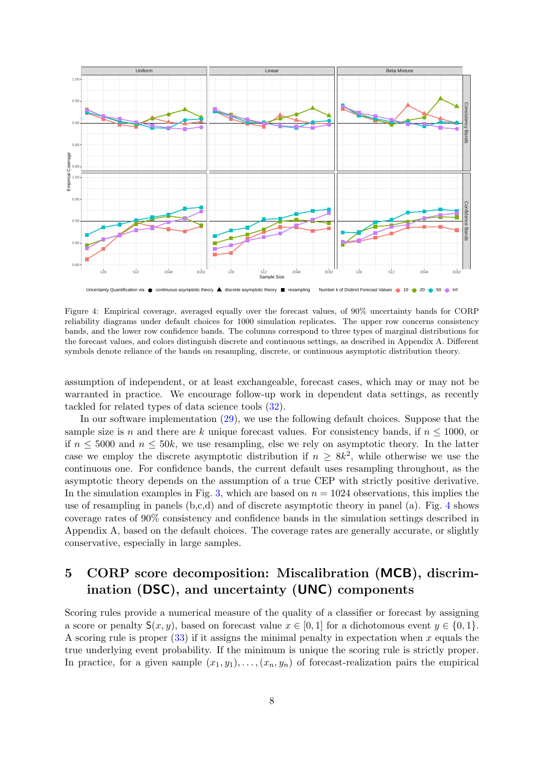Figure 4: Empirical coverage, averaged equally over the forecast values, of 90% uncertainty bands for CORP reliability diagrams under default choices for 1000 simulation replicates. The upper row concerns consistency bands, and the lower row confidence bands. The columns correspond to three types of marginal distributions for the forecast values, and colors distinguish discrete and continuous settings, as described in Appendix A. Different symbols denote reliance of the bands on resampling, discrete, or continuous asymptotic distribution theory.

assumption of independent, or at least exchangeable, forecast cases, which may or may not be warranted in practice. We encourage follow-up work in dependent data settings, as recently tackled for related types of data science tools (32).

In our software implementation (29), we use the following default choices. Suppose that the sample size is $n$ and there are $k$ unique forecast values. For consistency bands, if $n \leq 1000$, or if $n \leq 5000$ and $n \leq 50k$, we use resampling, else we rely on asymptotic theory. In the latter case we employ the discrete asymptotic distribution if $n \geq 8k^2$, while otherwise we use the continuous one. For confidence bands, the current default uses resampling throughout, as the asymptotic theory depends on the assumption of a true CEP with strictly positive derivative. In the simulation examples in Fig. 3, which are based on $n = 1024$ observations, this implies the use of resampling in panels (b,c,d) and of discrete asymptotic theory in panel (a). Fig. 4 shows coverage rates of 90% consistency and confidence bands in the simulation settings described in Appendix A, based on the default choices. The coverage rates are generally accurate, or slightly conservative, especially in large samples.

# 5 CORP score decomposition: Miscalibration (MCB), discrimination (DSC), and uncertainty (UNC) components

Scoring rules provide a numerical measure of the quality of a classifier or forecast by assigning a score or penalty $\mathsf{S}(x, y)$, based on forecast value $x \in [0, 1]$ for a dichotomous event $y \in \{0, 1\}$. A scoring rule is proper (33) if it assigns the minimal penalty in expectation when $x$ equals the true underlying event probability. If the minimum is unique the scoring rule is strictly proper. In practice, for a given sample $(x_1, y_1), \ldots, (x_n, y_n)$ of forecast-realization pairs the empirical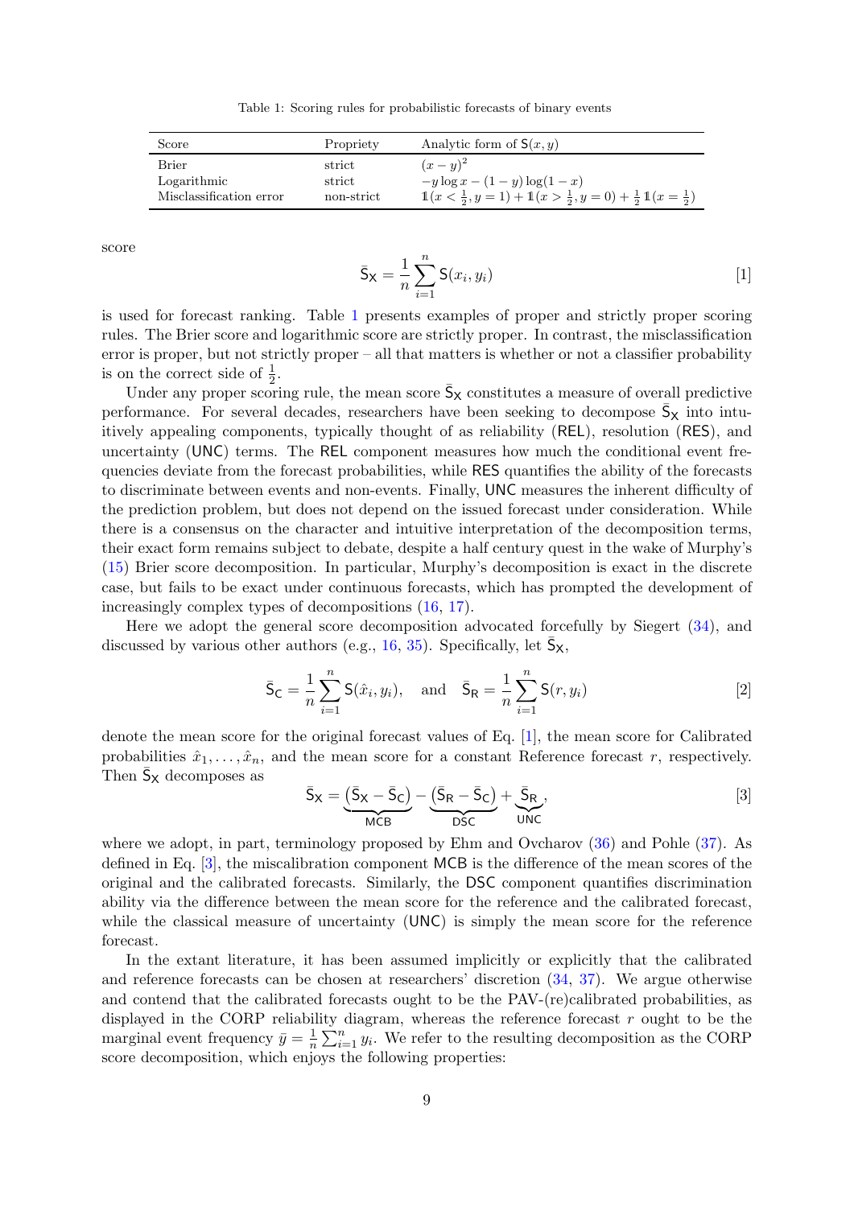Table 1: Scoring rules for probabilistic forecasts of binary events

| Score | Propriety | Analytic form of $\mathsf{S}(x, y)$ |
|---|---|---|
| Brier | strict | $(x - y)^2$ |
| Logarithmic | strict | $-y \log x - (1 - y) \log(1 - x)$ |
| Misclassification error | non-strict | $\mathbb{1}(x < \frac{1}{2}, y = 1) + \mathbb{1}(x > \frac{1}{2}, y = 0) + \frac{1}{2}\,\mathbb{1}(x = \frac{1}{2})$ |

score

$$\bar{\mathsf{S}}_{\mathsf{X}} = \frac{1}{n} \sum_{i=1}^{n} \mathsf{S}(x_i, y_i) \qquad [1]$$

is used for forecast ranking. Table 1 presents examples of proper and strictly proper scoring rules. The Brier score and logarithmic score are strictly proper. In contrast, the misclassification error is proper, but not strictly proper – all that matters is whether or not a classifier probability is on the correct side of $\frac{1}{2}$.

Under any proper scoring rule, the mean score $\bar{\mathsf{S}}_{\mathsf{X}}$ constitutes a measure of overall predictive performance. For several decades, researchers have been seeking to decompose $\bar{\mathsf{S}}_{\mathsf{X}}$ into intuitively appealing components, typically thought of as reliability (REL), resolution (RES), and uncertainty (UNC) terms. The REL component measures how much the conditional event frequencies deviate from the forecast probabilities, while RES quantifies the ability of the forecasts to discriminate between events and non-events. Finally, UNC measures the inherent difficulty of the prediction problem, but does not depend on the issued forecast under consideration. While there is a consensus on the character and intuitive interpretation of the decomposition terms, their exact form remains subject to debate, despite a half century quest in the wake of Murphy's (15) Brier score decomposition. In particular, Murphy's decomposition is exact in the discrete case, but fails to be exact under continuous forecasts, which has prompted the development of increasingly complex types of decompositions (16, 17).

Here we adopt the general score decomposition advocated forcefully by Siegert (34), and discussed by various other authors (e.g., 16, 35). Specifically, let $\bar{\mathsf{S}}_{\mathsf{X}}$,

$$\bar{\mathsf{S}}_{\mathsf{C}} = \frac{1}{n} \sum_{i=1}^{n} \mathsf{S}(\hat{x}_i, y_i), \quad \text{and} \quad \bar{\mathsf{S}}_{\mathsf{R}} = \frac{1}{n} \sum_{i=1}^{n} \mathsf{S}(r, y_i) \qquad [2]$$

denote the mean score for the original forecast values of Eq. [1], the mean score for Calibrated probabilities $\hat{x}_1, \ldots, \hat{x}_n$, and the mean score for a constant Reference forecast $r$, respectively. Then $\bar{\mathsf{S}}_{\mathsf{X}}$ decomposes as

$$\bar{\mathsf{S}}_{\mathsf{X}} = \underbrace{(\bar{\mathsf{S}}_{\mathsf{X}} - \bar{\mathsf{S}}_{\mathsf{C}})}_{\mathsf{MCB}} - \underbrace{(\bar{\mathsf{S}}_{\mathsf{R}} - \bar{\mathsf{S}}_{\mathsf{C}})}_{\mathsf{DSC}} + \underbrace{\bar{\mathsf{S}}_{\mathsf{R}}}_{\mathsf{UNC}}, \qquad [3]$$

where we adopt, in part, terminology proposed by Ehm and Ovcharov (36) and Pohle (37). As defined in Eq. [3], the miscalibration component MCB is the difference of the mean scores of the original and the calibrated forecasts. Similarly, the DSC component quantifies discrimination ability via the difference between the mean score for the reference and the calibrated forecast, while the classical measure of uncertainty (UNC) is simply the mean score for the reference forecast.

In the extant literature, it has been assumed implicitly or explicitly that the calibrated and reference forecasts can be chosen at researchers' discretion (34, 37). We argue otherwise and contend that the calibrated forecasts ought to be the PAV-(re)calibrated probabilities, as displayed in the CORP reliability diagram, whereas the reference forecast $r$ ought to be the marginal event frequency $\bar{y} = \frac{1}{n} \sum_{i=1}^{n} y_i$. We refer to the resulting decomposition as the CORP score decomposition, which enjoys the following properties: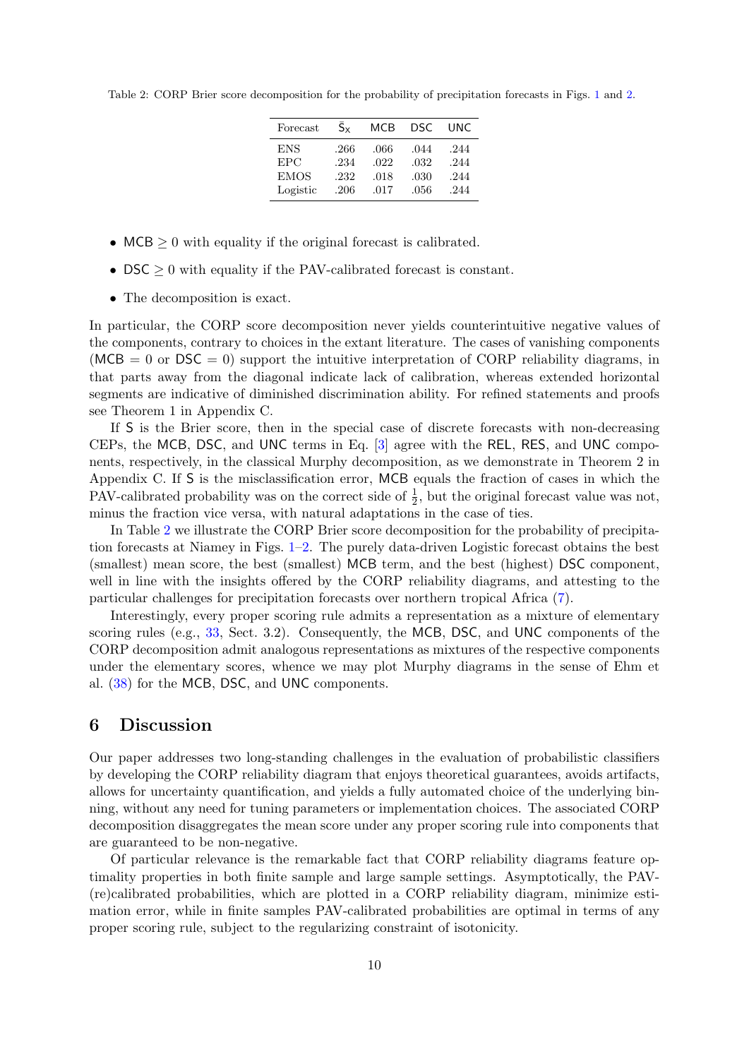Table 2: CORP Brier score decomposition for the probability of precipitation forecasts in Figs. 1 and 2.

| Forecast | $\bar{\mathsf{S}}_{\mathsf{X}}$ | MCB | DSC | UNC |
|---|---|---|---|---|
| ENS | .266 | .066 | .044 | .244 |
| EPC | .234 | .022 | .032 | .244 |
| EMOS | .232 | .018 | .030 | .244 |
| Logistic | .206 | .017 | .056 | .244 |

- $\mathsf{MCB} \geq 0$ with equality if the original forecast is calibrated.
- $\mathsf{DSC} \geq 0$ with equality if the PAV-calibrated forecast is constant.
- The decomposition is exact.

In particular, the CORP score decomposition never yields counterintuitive negative values of the components, contrary to choices in the extant literature. The cases of vanishing components ($\mathsf{MCB} = 0$ or $\mathsf{DSC} = 0$) support the intuitive interpretation of CORP reliability diagrams, in that parts away from the diagonal indicate lack of calibration, whereas extended horizontal segments are indicative of diminished discrimination ability. For refined statements and proofs see Theorem 1 in Appendix C.

If $\mathsf{S}$ is the Brier score, then in the special case of discrete forecasts with non-decreasing CEPs, the MCB, DSC, and UNC terms in Eq. [3] agree with the REL, RES, and UNC components, respectively, in the classical Murphy decomposition, as we demonstrate in Theorem 2 in Appendix C. If $\mathsf{S}$ is the misclassification error, MCB equals the fraction of cases in which the PAV-calibrated probability was on the correct side of $\frac{1}{2}$, but the original forecast value was not, minus the fraction vice versa, with natural adaptations in the case of ties.

In Table 2 we illustrate the CORP Brier score decomposition for the probability of precipitation forecasts at Niamey in Figs. 1–2. The purely data-driven Logistic forecast obtains the best (smallest) mean score, the best (smallest) MCB term, and the best (highest) DSC component, well in line with the insights offered by the CORP reliability diagrams, and attesting to the particular challenges for precipitation forecasts over northern tropical Africa (7).

Interestingly, every proper scoring rule admits a representation as a mixture of elementary scoring rules (e.g., 33, Sect. 3.2). Consequently, the MCB, DSC, and UNC components of the CORP decomposition admit analogous representations as mixtures of the respective components under the elementary scores, whence we may plot Murphy diagrams in the sense of Ehm et al. (38) for the MCB, DSC, and UNC components.

# 6 Discussion

Our paper addresses two long-standing challenges in the evaluation of probabilistic classifiers by developing the CORP reliability diagram that enjoys theoretical guarantees, avoids artifacts, allows for uncertainty quantification, and yields a fully automated choice of the underlying binning, without any need for tuning parameters or implementation choices. The associated CORP decomposition disaggregates the mean score under any proper scoring rule into components that are guaranteed to be non-negative.

Of particular relevance is the remarkable fact that CORP reliability diagrams feature optimality properties in both finite sample and large sample settings. Asymptotically, the PAV-(re)calibrated probabilities, which are plotted in a CORP reliability diagram, minimize estimation error, while in finite samples PAV-calibrated probabilities are optimal in terms of any proper scoring rule, subject to the regularizing constraint of isotonicity.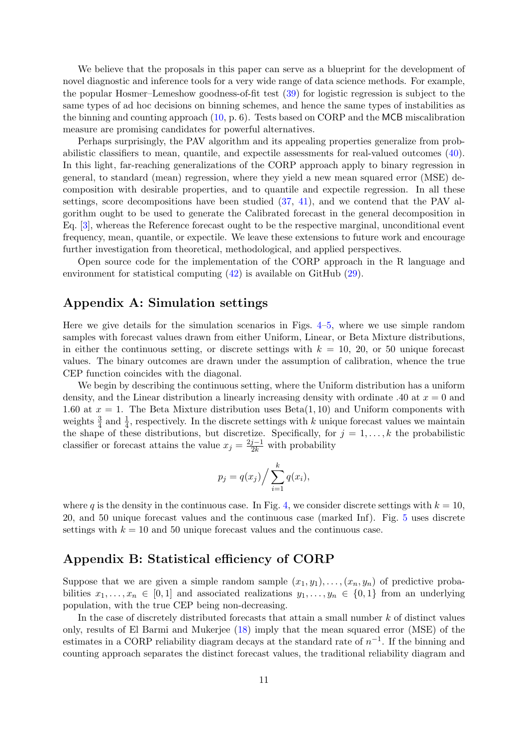We believe that the proposals in this paper can serve as a blueprint for the development of novel diagnostic and inference tools for a very wide range of data science methods. For example, the popular Hosmer–Lemeshow goodness-of-fit test (39) for logistic regression is subject to the same types of ad hoc decisions on binning schemes, and hence the same types of instabilities as the binning and counting approach (10, p. 6). Tests based on CORP and the MCB miscalibration measure are promising candidates for powerful alternatives.

Perhaps surprisingly, the PAV algorithm and its appealing properties generalize from probabilistic classifiers to mean, quantile, and expectile assessments for real-valued outcomes (40). In this light, far-reaching generalizations of the CORP approach apply to binary regression in general, to standard (mean) regression, where they yield a new mean squared error (MSE) decomposition with desirable properties, and to quantile and expectile regression. In all these settings, score decompositions have been studied (37, 41), and we contend that the PAV algorithm ought to be used to generate the Calibrated forecast in the general decomposition in Eq. [3], whereas the Reference forecast ought to be the respective marginal, unconditional event frequency, mean, quantile, or expectile. We leave these extensions to future work and encourage further investigation from theoretical, methodological, and applied perspectives.

Open source code for the implementation of the CORP approach in the R language and environment for statistical computing (42) is available on GitHub (29).

## Appendix A: Simulation settings

Here we give details for the simulation scenarios in Figs. 4–5, where we use simple random samples with forecast values drawn from either Uniform, Linear, or Beta Mixture distributions, in either the continuous setting, or discrete settings with $k = 10$, 20, or 50 unique forecast values. The binary outcomes are drawn under the assumption of calibration, whence the true CEP function coincides with the diagonal.

We begin by describing the continuous setting, where the Uniform distribution has a uniform density, and the Linear distribution a linearly increasing density with ordinate .40 at $x = 0$ and 1.60 at $x = 1$. The Beta Mixture distribution uses Beta(1, 10) and Uniform components with weights $\frac{3}{4}$ and $\frac{1}{4}$, respectively. In the discrete settings with $k$ unique forecast values we maintain the shape of these distributions, but discretize. Specifically, for $j = 1, \ldots, k$ the probabilistic classifier or forecast attains the value $x_j = \frac{2j-1}{2k}$ with probability

$$p_j = q(x_j) \Big/ \sum_{i=1}^{k} q(x_i),$$

where $q$ is the density in the continuous case. In Fig. 4, we consider discrete settings with $k = 10$, 20, and 50 unique forecast values and the continuous case (marked Inf). Fig. 5 uses discrete settings with $k = 10$ and 50 unique forecast values and the continuous case.

## Appendix B: Statistical efficiency of CORP

Suppose that we are given a simple random sample $(x_1, y_1), \ldots, (x_n, y_n)$ of predictive probabilities $x_1, \ldots, x_n \in [0, 1]$ and associated realizations $y_1, \ldots, y_n \in \{0, 1\}$ from an underlying population, with the true CEP being non-decreasing.

In the case of discretely distributed forecasts that attain a small number $k$ of distinct values only, results of El Barmi and Mukerjee (18) imply that the mean squared error (MSE) of the estimates in a CORP reliability diagram decays at the standard rate of $n^{-1}$. If the binning and counting approach separates the distinct forecast values, the traditional reliability diagram and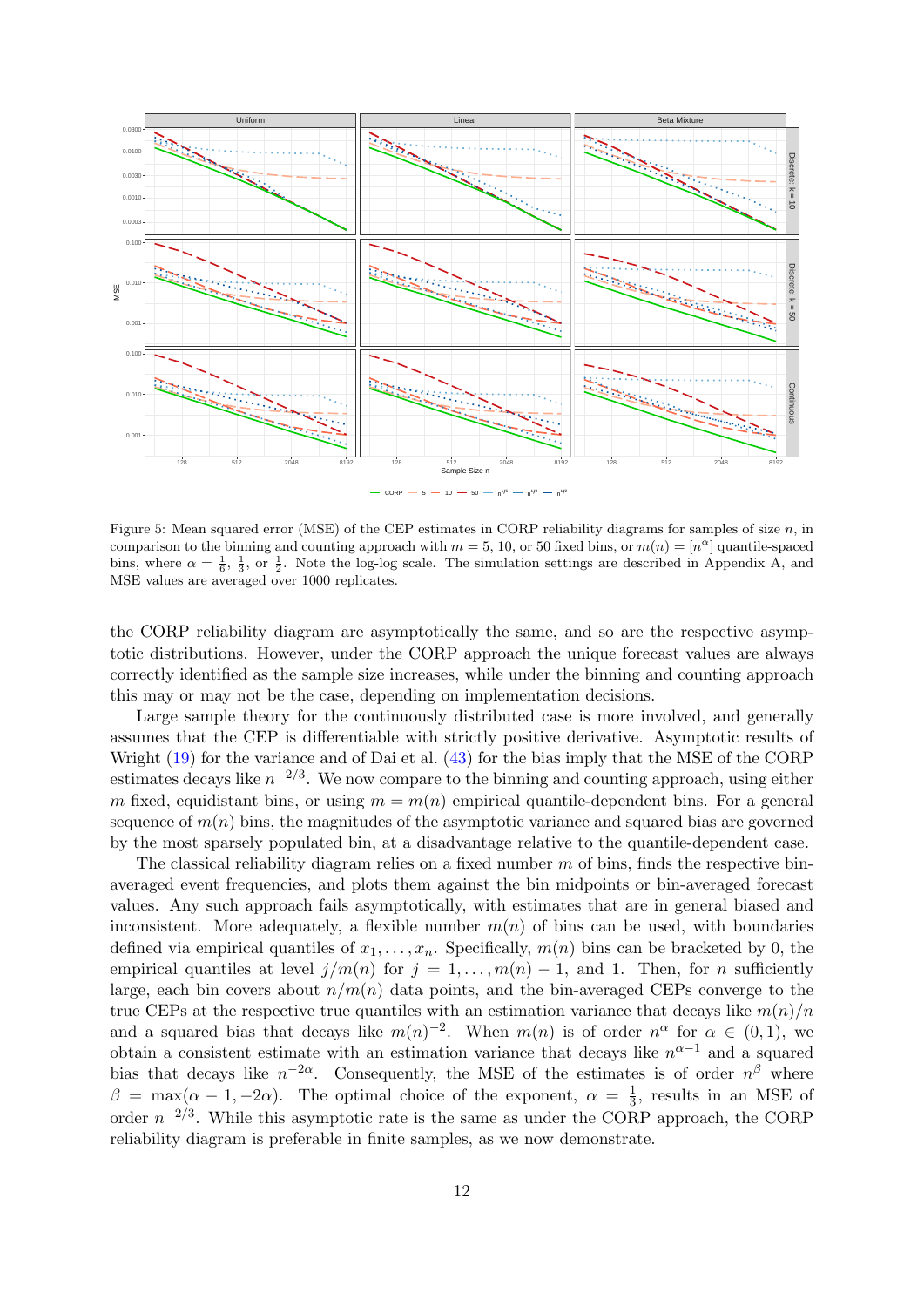Figure 5: Mean squared error (MSE) of the CEP estimates in CORP reliability diagrams for samples of size $n$, in comparison to the binning and counting approach with $m = 5$, 10, or 50 fixed bins, or $m(n) = [n^\alpha]$ quantile-spaced bins, where $\alpha = \frac{1}{6}$, $\frac{1}{3}$, or $\frac{1}{2}$. Note the log-log scale. The simulation settings are described in Appendix A, and MSE values are averaged over 1000 replicates.

the CORP reliability diagram are asymptotically the same, and so are the respective asymptotic distributions. However, under the CORP approach the unique forecast values are always correctly identified as the sample size increases, while under the binning and counting approach this may or may not be the case, depending on implementation decisions.

Large sample theory for the continuously distributed case is more involved, and generally assumes that the CEP is differentiable with strictly positive derivative. Asymptotic results of Wright (19) for the variance and of Dai et al. (43) for the bias imply that the MSE of the CORP estimates decays like $n^{-2/3}$. We now compare to the binning and counting approach, using either $m$ fixed, equidistant bins, or using $m = m(n)$ empirical quantile-dependent bins. For a general sequence of $m(n)$ bins, the magnitudes of the asymptotic variance and squared bias are governed by the most sparsely populated bin, at a disadvantage relative to the quantile-dependent case.

The classical reliability diagram relies on a fixed number $m$ of bins, finds the respective bin-averaged event frequencies, and plots them against the bin midpoints or bin-averaged forecast values. Any such approach fails asymptotically, with estimates that are in general biased and inconsistent. More adequately, a flexible number $m(n)$ of bins can be used, with boundaries defined via empirical quantiles of $x_1, \ldots, x_n$. Specifically, $m(n)$ bins can be bracketed by 0, the empirical quantiles at level $j/m(n)$ for $j = 1, \ldots, m(n) - 1$, and 1. Then, for $n$ sufficiently large, each bin covers about $n/m(n)$ data points, and the bin-averaged CEPs converge to the true CEPs at the respective true quantiles with an estimation variance that decays like $m(n)/n$ and a squared bias that decays like $m(n)^{-2}$. When $m(n)$ is of order $n^\alpha$ for $\alpha \in (0, 1)$, we obtain a consistent estimate with an estimation variance that decays like $n^{\alpha-1}$ and a squared bias that decays like $n^{-2\alpha}$. Consequently, the MSE of the estimates is of order $n^\beta$ where $\beta = \max(\alpha - 1, -2\alpha)$. The optimal choice of the exponent, $\alpha = \frac{1}{3}$, results in an MSE of order $n^{-2/3}$. While this asymptotic rate is the same as under the CORP approach, the CORP reliability diagram is preferable in finite samples, as we now demonstrate.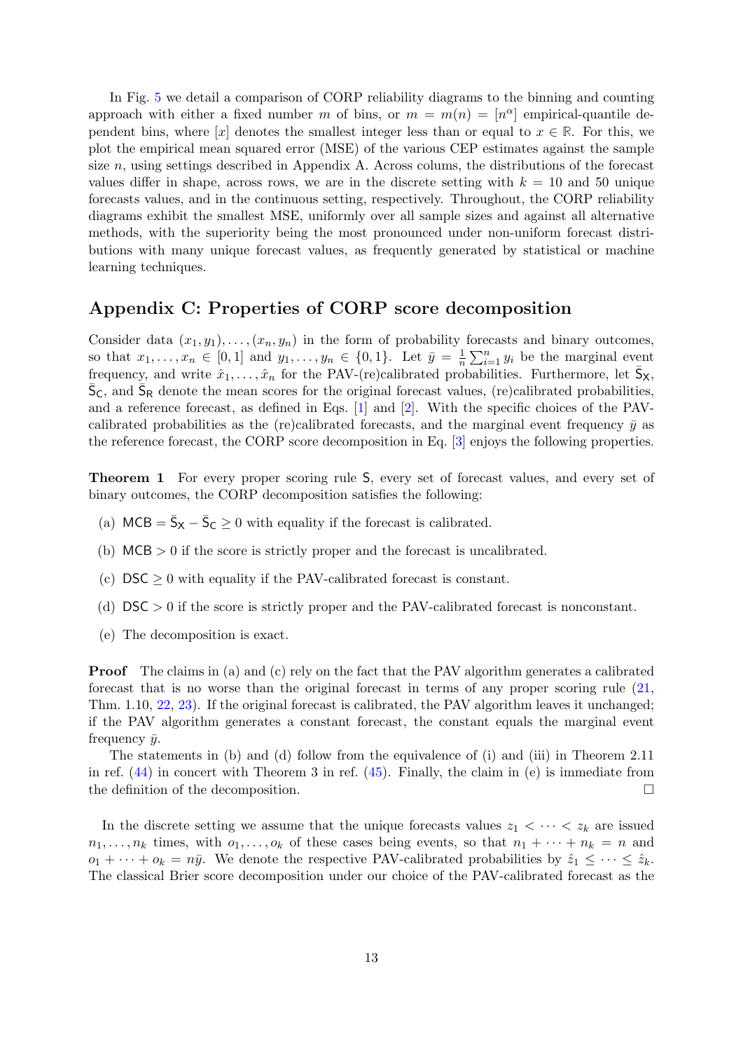In Fig. 5 we detail a comparison of CORP reliability diagrams to the binning and counting approach with either a fixed number $m$ of bins, or $m = m(n) = [n^\alpha]$ empirical-quantile dependent bins, where $[x]$ denotes the smallest integer less than or equal to $x \in \mathbb{R}$. For this, we plot the empirical mean squared error (MSE) of the various CEP estimates against the sample size $n$, using settings described in Appendix A. Across colums, the distributions of the forecast values differ in shape, across rows, we are in the discrete setting with $k = 10$ and 50 unique forecasts values, and in the continuous setting, respectively. Throughout, the CORP reliability diagrams exhibit the smallest MSE, uniformly over all sample sizes and against all alternative methods, with the superiority being the most pronounced under non-uniform forecast distributions with many unique forecast values, as frequently generated by statistical or machine learning techniques.

## Appendix C: Properties of CORP score decomposition

Consider data $(x_1, y_1), \ldots, (x_n, y_n)$ in the form of probability forecasts and binary outcomes, so that $x_1, \ldots, x_n \in [0, 1]$ and $y_1, \ldots, y_n \in \{0, 1\}$. Let $\bar{y} = \frac{1}{n}\sum_{i=1}^n y_i$ be the marginal event frequency, and write $\hat{x}_1, \ldots, \hat{x}_n$ for the PAV-(re)calibrated probabilities. Furthermore, let $\bar{\mathsf{S}}_\mathsf{X}$, $\bar{\mathsf{S}}_\mathsf{C}$, and $\bar{\mathsf{S}}_\mathsf{R}$ denote the mean scores for the original forecast values, (re)calibrated probabilities, and a reference forecast, as defined in Eqs. [1] and [2]. With the specific choices of the PAV-calibrated probabilities as the (re)calibrated forecasts, and the marginal event frequency $\bar{y}$ as the reference forecast, the CORP score decomposition in Eq. [3] enjoys the following properties.

**Theorem 1** For every proper scoring rule $\mathsf{S}$, every set of forecast values, and every set of binary outcomes, the CORP decomposition satisfies the following:

(a) $\mathsf{MCB} = \bar{\mathsf{S}}_\mathsf{X} - \bar{\mathsf{S}}_\mathsf{C} \geq 0$ with equality if the forecast is calibrated.

(b) $\mathsf{MCB} > 0$ if the score is strictly proper and the forecast is uncalibrated.

(c) $\mathsf{DSC} \geq 0$ with equality if the PAV-calibrated forecast is constant.

(d) $\mathsf{DSC} > 0$ if the score is strictly proper and the PAV-calibrated forecast is nonconstant.

(e) The decomposition is exact.

**Proof** The claims in (a) and (c) rely on the fact that the PAV algorithm generates a calibrated forecast that is no worse than the original forecast in terms of any proper scoring rule (21, Thm. 1.10, 22, 23). If the original forecast is calibrated, the PAV algorithm leaves it unchanged; if the PAV algorithm generates a constant forecast, the constant equals the marginal event frequency $\bar{y}$.

The statements in (b) and (d) follow from the equivalence of (i) and (iii) in Theorem 2.11 in ref. (44) in concert with Theorem 3 in ref. (45). Finally, the claim in (e) is immediate from the definition of the decomposition. □

In the discrete setting we assume that the unique forecasts values $z_1 < \cdots < z_k$ are issued $n_1, \ldots, n_k$ times, with $o_1, \ldots, o_k$ of these cases being events, so that $n_1 + \cdots + n_k = n$ and $o_1 + \cdots + o_k = n\bar{y}$. We denote the respective PAV-calibrated probabilities by $\hat{z}_1 \leq \cdots \leq \hat{z}_k$. The classical Brier score decomposition under our choice of the PAV-calibrated forecast as the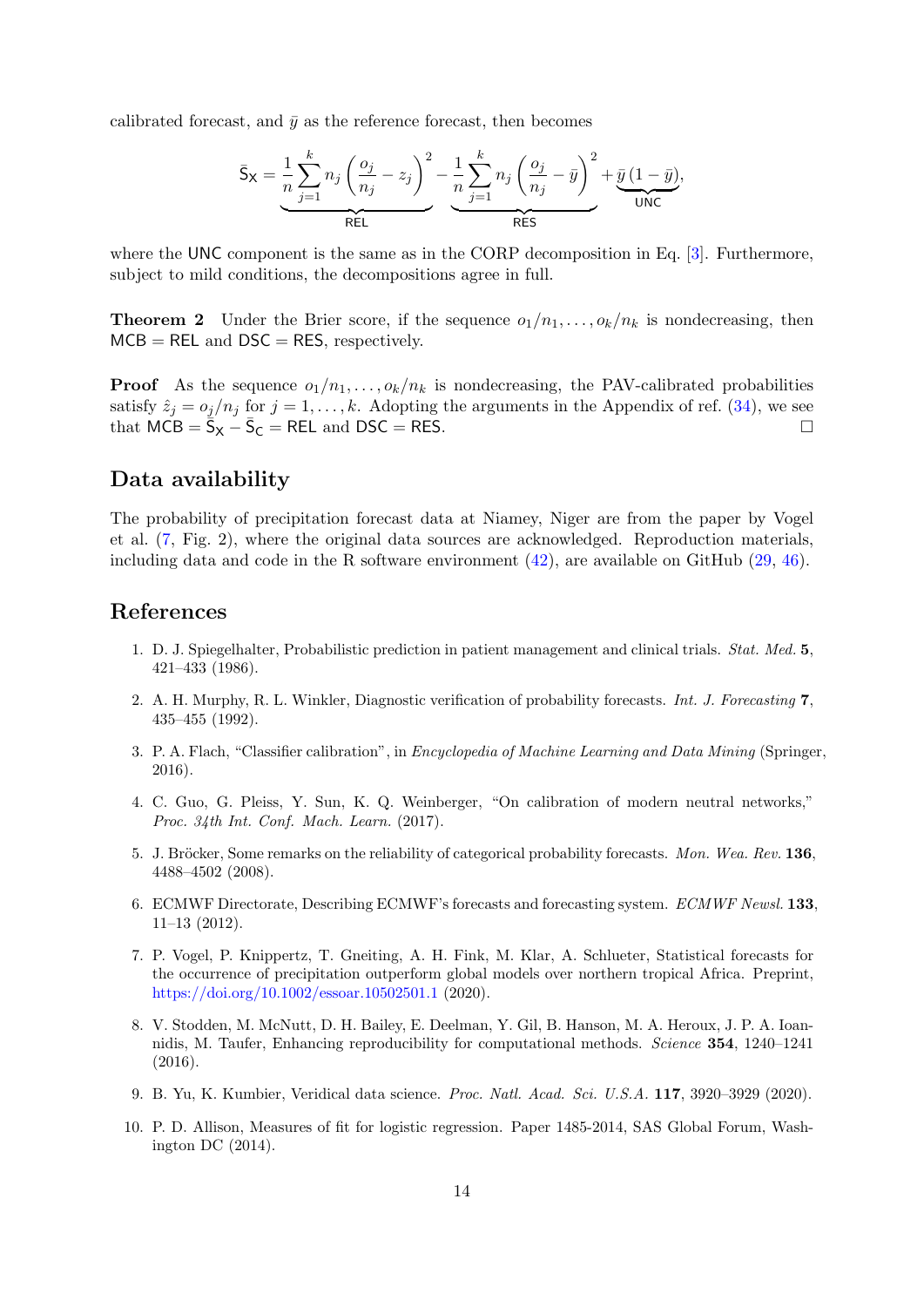calibrated forecast, and $\bar{y}$ as the reference forecast, then becomes

$$\bar{\mathsf{S}}_{\mathsf{X}} = \underbrace{\frac{1}{n}\sum_{j=1}^{k} n_j \left(\frac{o_j}{n_j} - z_j\right)^2}_{\mathsf{REL}} - \underbrace{\frac{1}{n}\sum_{j=1}^{k} n_j \left(\frac{o_j}{n_j} - \bar{y}\right)^2}_{\mathsf{RES}} + \underbrace{\bar{y}\,(1-\bar{y})}_{\mathsf{UNC}},$$

where the UNC component is the same as in the CORP decomposition in Eq. [3]. Furthermore, subject to mild conditions, the decompositions agree in full.

**Theorem 2** Under the Brier score, if the sequence $o_1/n_1, \ldots, o_k/n_k$ is nondecreasing, then $\mathsf{MCB} = \mathsf{REL}$ and $\mathsf{DSC} = \mathsf{RES}$, respectively.

**Proof** As the sequence $o_1/n_1, \ldots, o_k/n_k$ is nondecreasing, the PAV-calibrated probabilities satisfy $\hat{z}_j = o_j/n_j$ for $j = 1, \ldots, k$. Adopting the arguments in the Appendix of ref. (34), we see that $\mathsf{MCB} = \bar{\mathsf{S}}_{\mathsf{X}} - \bar{\mathsf{S}}_{\mathsf{C}} = \mathsf{REL}$ and $\mathsf{DSC} = \mathsf{RES}$. $\square$

## Data availability

The probability of precipitation forecast data at Niamey, Niger are from the paper by Vogel et al. (7, Fig. 2), where the original data sources are acknowledged. Reproduction materials, including data and code in the R software environment (42), are available on GitHub (29, 46).

## References

1. D. J. Spiegelhalter, Probabilistic prediction in patient management and clinical trials. *Stat. Med.* **5**, 421–433 (1986).
2. A. H. Murphy, R. L. Winkler, Diagnostic verification of probability forecasts. *Int. J. Forecasting* **7**, 435–455 (1992).
3. P. A. Flach, "Classifier calibration", in *Encyclopedia of Machine Learning and Data Mining* (Springer, 2016).
4. C. Guo, G. Pleiss, Y. Sun, K. Q. Weinberger, "On calibration of modern neutral networks," *Proc. 34th Int. Conf. Mach. Learn.* (2017).
5. J. Bröcker, Some remarks on the reliability of categorical probability forecasts. *Mon. Wea. Rev.* **136**, 4488–4502 (2008).
6. ECMWF Directorate, Describing ECMWF's forecasts and forecasting system. *ECMWF Newsl.* **133**, 11–13 (2012).
7. P. Vogel, P. Knippertz, T. Gneiting, A. H. Fink, M. Klar, A. Schlueter, Statistical forecasts for the occurrence of precipitation outperform global models over northern tropical Africa. Preprint, https://doi.org/10.1002/essoar.10502501.1 (2020).
8. V. Stodden, M. McNutt, D. H. Bailey, E. Deelman, Y. Gil, B. Hanson, M. A. Heroux, J. P. A. Ioannidis, M. Taufer, Enhancing reproducibility for computational methods. *Science* **354**, 1240–1241 (2016).
9. B. Yu, K. Kumbier, Veridical data science. *Proc. Natl. Acad. Sci. U.S.A.* **117**, 3920–3929 (2020).
10. P. D. Allison, Measures of fit for logistic regression. Paper 1485-2014, SAS Global Forum, Washington DC (2014).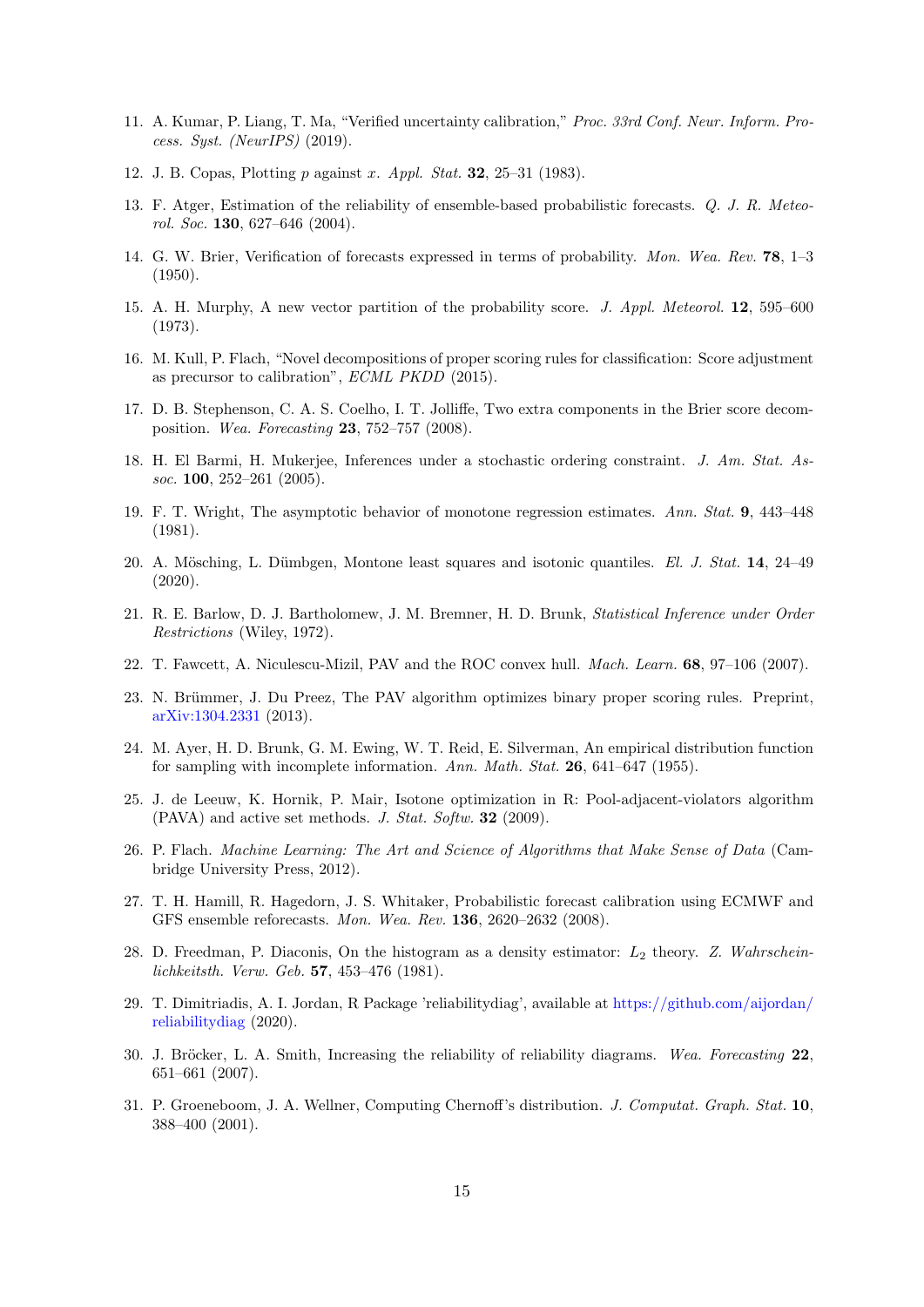11. A. Kumar, P. Liang, T. Ma, "Verified uncertainty calibration," *Proc. 33rd Conf. Neur. Inform. Process. Syst. (NeurIPS)* (2019).

12. J. B. Copas, Plotting $p$ against $x$. *Appl. Stat.* **32**, 25–31 (1983).

13. F. Atger, Estimation of the reliability of ensemble-based probabilistic forecasts. *Q. J. R. Meteorol. Soc.* **130**, 627–646 (2004).

14. G. W. Brier, Verification of forecasts expressed in terms of probability. *Mon. Wea. Rev.* **78**, 1–3 (1950).

15. A. H. Murphy, A new vector partition of the probability score. *J. Appl. Meteorol.* **12**, 595–600 (1973).

16. M. Kull, P. Flach, "Novel decompositions of proper scoring rules for classification: Score adjustment as precursor to calibration", *ECML PKDD* (2015).

17. D. B. Stephenson, C. A. S. Coelho, I. T. Jolliffe, Two extra components in the Brier score decomposition. *Wea. Forecasting* **23**, 752–757 (2008).

18. H. El Barmi, H. Mukerjee, Inferences under a stochastic ordering constraint. *J. Am. Stat. Assoc.* **100**, 252–261 (2005).

19. F. T. Wright, The asymptotic behavior of monotone regression estimates. *Ann. Stat.* **9**, 443–448 (1981).

20. A. Mösching, L. Dümbgen, Montone least squares and isotonic quantiles. *El. J. Stat.* **14**, 24–49 (2020).

21. R. E. Barlow, D. J. Bartholomew, J. M. Bremner, H. D. Brunk, *Statistical Inference under Order Restrictions* (Wiley, 1972).

22. T. Fawcett, A. Niculescu-Mizil, PAV and the ROC convex hull. *Mach. Learn.* **68**, 97–106 (2007).

23. N. Brümmer, J. Du Preez, The PAV algorithm optimizes binary proper scoring rules. Preprint, arXiv:1304.2331 (2013).

24. M. Ayer, H. D. Brunk, G. M. Ewing, W. T. Reid, E. Silverman, An empirical distribution function for sampling with incomplete information. *Ann. Math. Stat.* **26**, 641–647 (1955).

25. J. de Leeuw, K. Hornik, P. Mair, Isotone optimization in R: Pool-adjacent-violators algorithm (PAVA) and active set methods. *J. Stat. Softw.* **32** (2009).

26. P. Flach. *Machine Learning: The Art and Science of Algorithms that Make Sense of Data* (Cambridge University Press, 2012).

27. T. H. Hamill, R. Hagedorn, J. S. Whitaker, Probabilistic forecast calibration using ECMWF and GFS ensemble reforecasts. *Mon. Wea. Rev.* **136**, 2620–2632 (2008).

28. D. Freedman, P. Diaconis, On the histogram as a density estimator: $L_2$ theory. *Z. Wahrscheinlichkeitsth. Verw. Geb.* **57**, 453–476 (1981).

29. T. Dimitriadis, A. I. Jordan, R Package 'reliabilitydiag', available at https://github.com/aijordan/reliabilitydiag (2020).

30. J. Bröcker, L. A. Smith, Increasing the reliability of reliability diagrams. *Wea. Forecasting* **22**, 651–661 (2007).

31. P. Groeneboom, J. A. Wellner, Computing Chernoff's distribution. *J. Computat. Graph. Stat.* **10**, 388–400 (2001).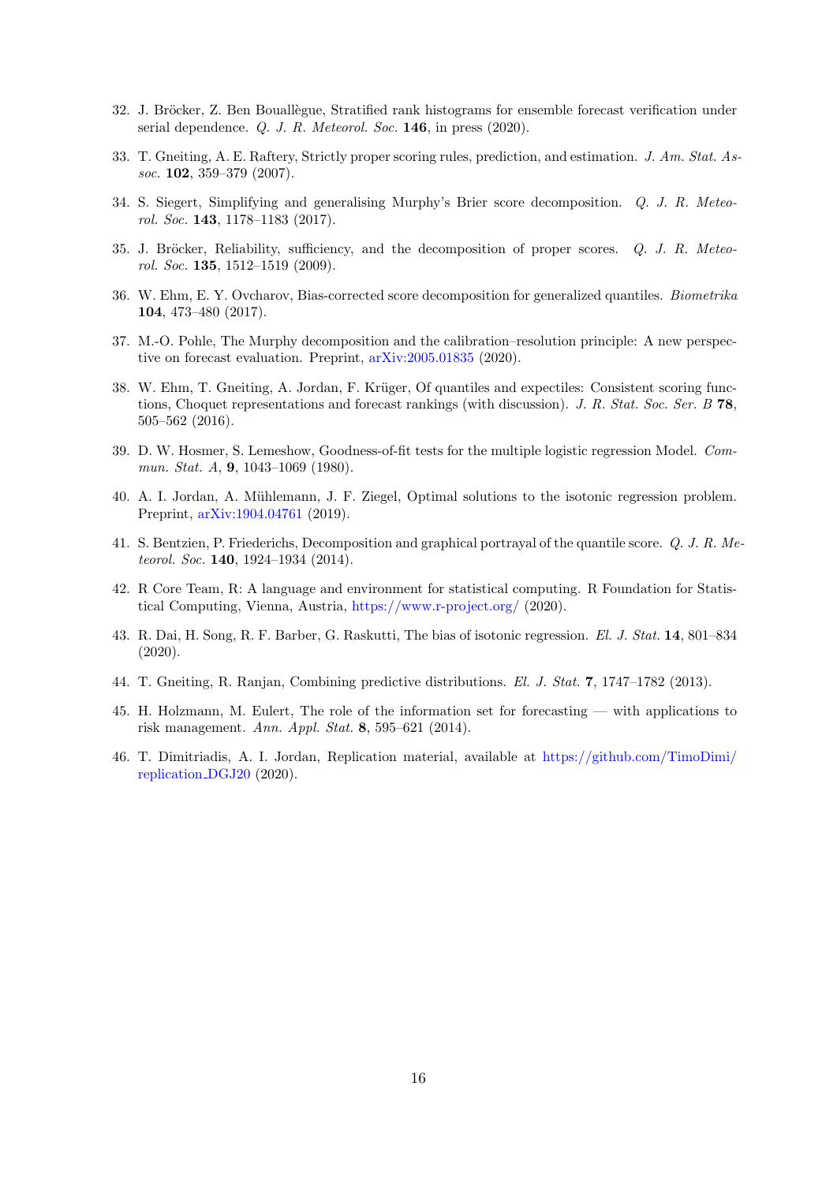32. J. Bröcker, Z. Ben Bouallègue, Stratified rank histograms for ensemble forecast verification under serial dependence. *Q. J. R. Meteorol. Soc.* **146**, in press (2020).

33. T. Gneiting, A. E. Raftery, Strictly proper scoring rules, prediction, and estimation. *J. Am. Stat. Assoc.* **102**, 359–379 (2007).

34. S. Siegert, Simplifying and generalising Murphy's Brier score decomposition. *Q. J. R. Meteorol. Soc.* **143**, 1178–1183 (2017).

35. J. Bröcker, Reliability, sufficiency, and the decomposition of proper scores. *Q. J. R. Meteorol. Soc.* **135**, 1512–1519 (2009).

36. W. Ehm, E. Y. Ovcharov, Bias-corrected score decomposition for generalized quantiles. *Biometrika* **104**, 473–480 (2017).

37. M.-O. Pohle, The Murphy decomposition and the calibration–resolution principle: A new perspective on forecast evaluation. Preprint, arXiv:2005.01835 (2020).

38. W. Ehm, T. Gneiting, A. Jordan, F. Krüger, Of quantiles and expectiles: Consistent scoring functions, Choquet representations and forecast rankings (with discussion). *J. R. Stat. Soc. Ser. B* **78**, 505–562 (2016).

39. D. W. Hosmer, S. Lemeshow, Goodness-of-fit tests for the multiple logistic regression Model. *Commun. Stat. A*, **9**, 1043–1069 (1980).

40. A. I. Jordan, A. Mühlemann, J. F. Ziegel, Optimal solutions to the isotonic regression problem. Preprint, arXiv:1904.04761 (2019).

41. S. Bentzien, P. Friederichs, Decomposition and graphical portrayal of the quantile score. *Q. J. R. Meteorol. Soc.* **140**, 1924–1934 (2014).

42. R Core Team, R: A language and environment for statistical computing. R Foundation for Statistical Computing, Vienna, Austria, https://www.r-project.org/ (2020).

43. R. Dai, H. Song, R. F. Barber, G. Raskutti, The bias of isotonic regression. *El. J. Stat.* **14**, 801–834 (2020).

44. T. Gneiting, R. Ranjan, Combining predictive distributions. *El. J. Stat.* **7**, 1747–1782 (2013).

45. H. Holzmann, M. Eulert, The role of the information set for forecasting — with applications to risk management. *Ann. Appl. Stat.* **8**, 595–621 (2014).

46. T. Dimitriadis, A. I. Jordan, Replication material, available at https://github.com/TimoDimi/replication_DGJ20 (2020).